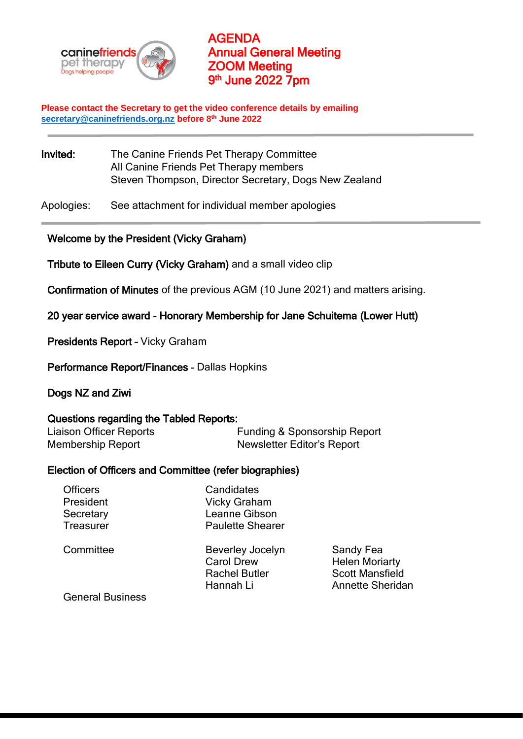caninefriends pet therapy
Dogs helping people

# AGENDA
# Annual General Meeting
# ZOOM Meeting
# 9th June 2022 7pm

**Please contact the Secretary to get the video conference details by emailing [secretary@caninefriends.org.nz](mailto:secretary@caninefriends.org.nz) before 8th June 2022**

---

**Invited:** The Canine Friends Pet Therapy Committee
All Canine Friends Pet Therapy members
Steven Thompson, Director Secretary, Dogs New Zealand

Apologies: See attachment for individual member apologies

---

**Welcome by the President (Vicky Graham)**

**Tribute to Eileen Curry (Vicky Graham)** and a small video clip

**Confirmation of Minutes** of the previous AGM (10 June 2021) and matters arising.

**20 year service award - Honorary Membership for Jane Schuitema (Lower Hutt)**

**Presidents Report** – Vicky Graham

**Performance Report/Finances** – Dallas Hopkins

**Dogs NZ and Ziwi**

**Questions regarding the Tabled Reports:**

- Liaison Officer Reports
- Membership Report
- Funding & Sponsorship Report
- Newsletter Editor's Report

**Election of Officers and Committee (refer biographies)**

| Officers | Candidates |
|---|---|
| President | Vicky Graham |
| Secretary | Leanne Gibson |
| Treasurer | Paulette Shearer |

Committee:

- Beverley Jocelyn
- Carol Drew
- Rachel Butler
- Hannah Li
- Sandy Fea
- Helen Moriarty
- Scott Mansfield
- Annette Sheridan

General Business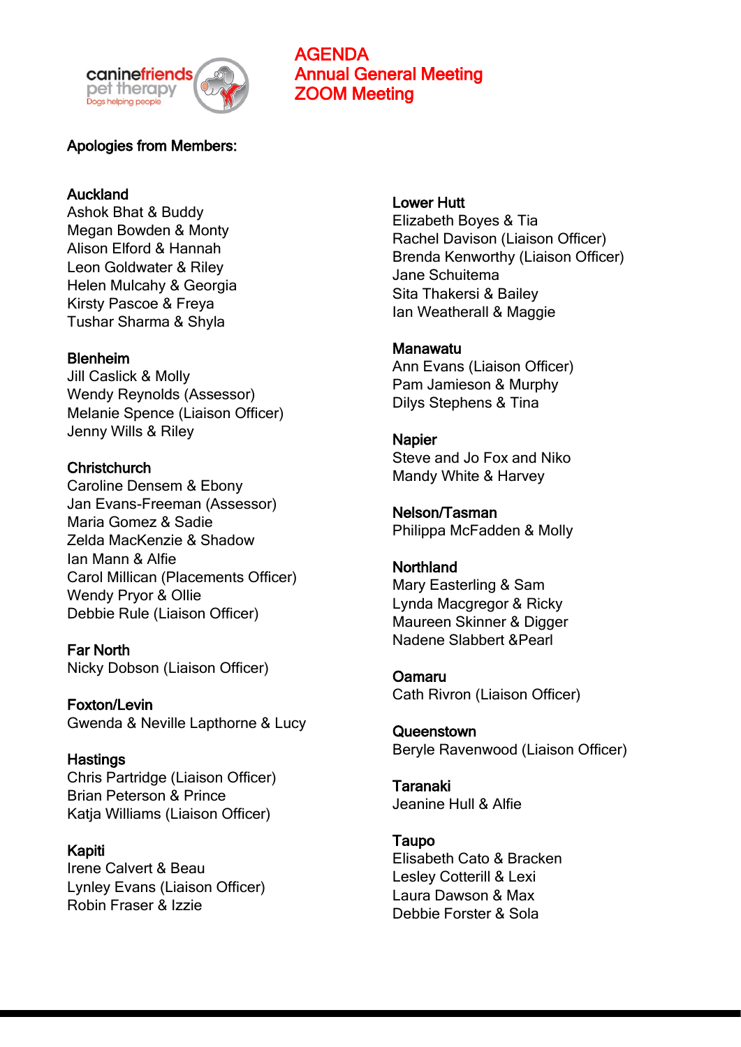# AGENDA
# Annual General Meeting
# ZOOM Meeting

## Apologies from Members:

### Auckland
Ashok Bhat & Buddy
Megan Bowden & Monty
Alison Elford & Hannah
Leon Goldwater & Riley
Helen Mulcahy & Georgia
Kirsty Pascoe & Freya
Tushar Sharma & Shyla

### Blenheim
Jill Caslick & Molly
Wendy Reynolds (Assessor)
Melanie Spence (Liaison Officer)
Jenny Wills & Riley

### Christchurch
Caroline Densem & Ebony
Jan Evans-Freeman (Assessor)
Maria Gomez & Sadie
Zelda MacKenzie & Shadow
Ian Mann & Alfie
Carol Millican (Placements Officer)
Wendy Pryor & Ollie
Debbie Rule (Liaison Officer)

### Far North
Nicky Dobson (Liaison Officer)

### Foxton/Levin
Gwenda & Neville Lapthorne & Lucy

### Hastings
Chris Partridge (Liaison Officer)
Brian Peterson & Prince
Katja Williams (Liaison Officer)

### Kapiti
Irene Calvert & Beau
Lynley Evans (Liaison Officer)
Robin Fraser & Izzie

### Lower Hutt
Elizabeth Boyes & Tia
Rachel Davison (Liaison Officer)
Brenda Kenworthy (Liaison Officer)
Jane Schuitema
Sita Thakersi & Bailey
Ian Weatherall & Maggie

### Manawatu
Ann Evans (Liaison Officer)
Pam Jamieson & Murphy
Dilys Stephens & Tina

### Napier
Steve and Jo Fox and Niko
Mandy White & Harvey

### Nelson/Tasman
Philippa McFadden & Molly

### Northland
Mary Easterling & Sam
Lynda Macgregor & Ricky
Maureen Skinner & Digger
Nadene Slabbert &Pearl

### Oamaru
Cath Rivron (Liaison Officer)

### Queenstown
Beryle Ravenwood (Liaison Officer)

### Taranaki
Jeanine Hull & Alfie

### Taupo
Elisabeth Cato & Bracken
Lesley Cotterill & Lexi
Laura Dawson & Max
Debbie Forster & Sola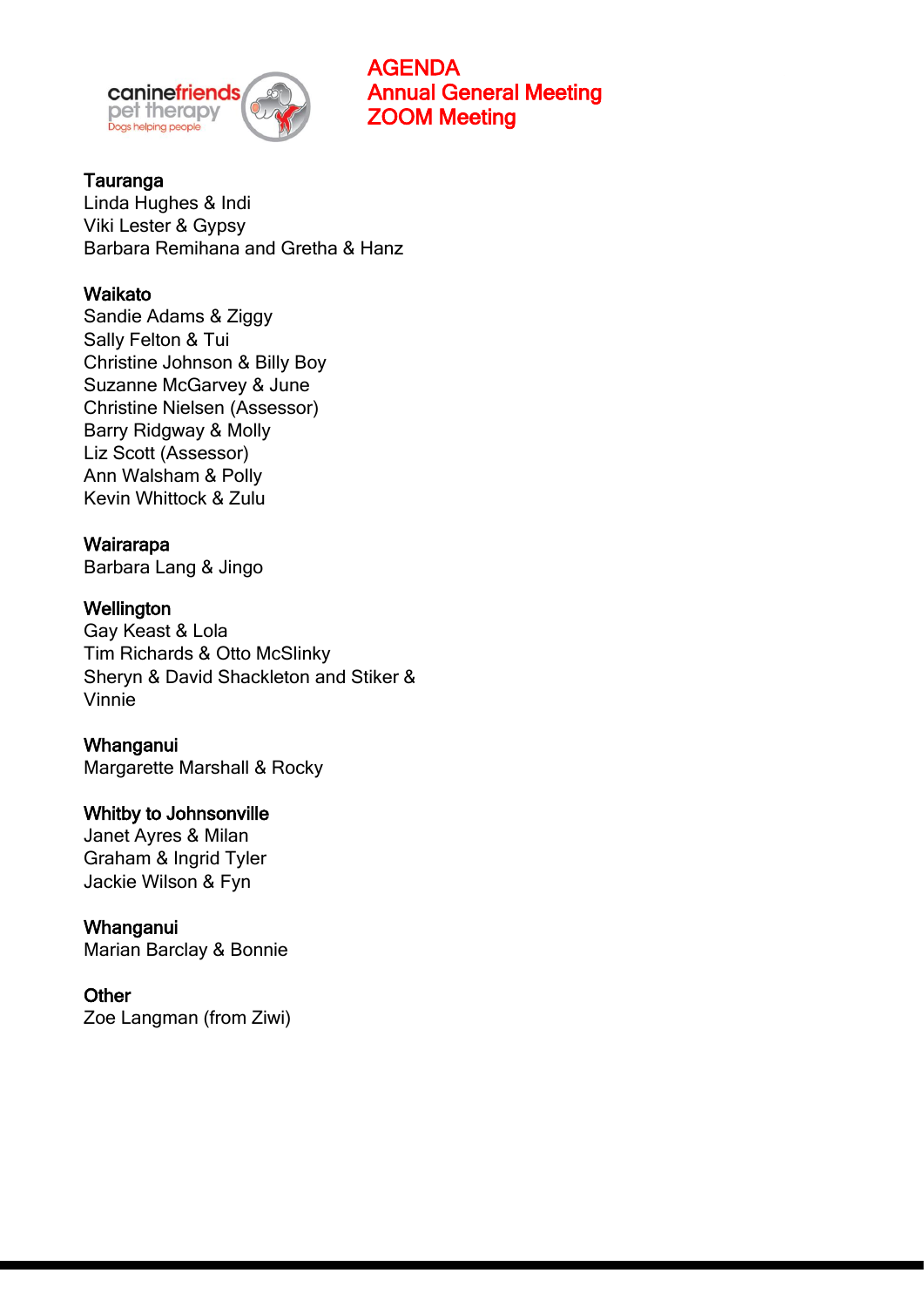caninefriends pet therapy
Dogs helping people

AGENDA
Annual General Meeting
ZOOM Meeting

**Tauranga**
Linda Hughes & Indi
Viki Lester & Gypsy
Barbara Remihana and Gretha & Hanz

**Waikato**
Sandie Adams & Ziggy
Sally Felton & Tui
Christine Johnson & Billy Boy
Suzanne McGarvey & June
Christine Nielsen (Assessor)
Barry Ridgway & Molly
Liz Scott (Assessor)
Ann Walsham & Polly
Kevin Whittock & Zulu

**Wairarapa**
Barbara Lang & Jingo

**Wellington**
Gay Keast & Lola
Tim Richards & Otto McSlinky
Sheryn & David Shackleton and Stiker & Vinnie

**Whanganui**
Margarette Marshall & Rocky

**Whitby to Johnsonville**
Janet Ayres & Milan
Graham & Ingrid Tyler
Jackie Wilson & Fyn

**Whanganui**
Marian Barclay & Bonnie

**Other**
Zoe Langman (from Ziwi)